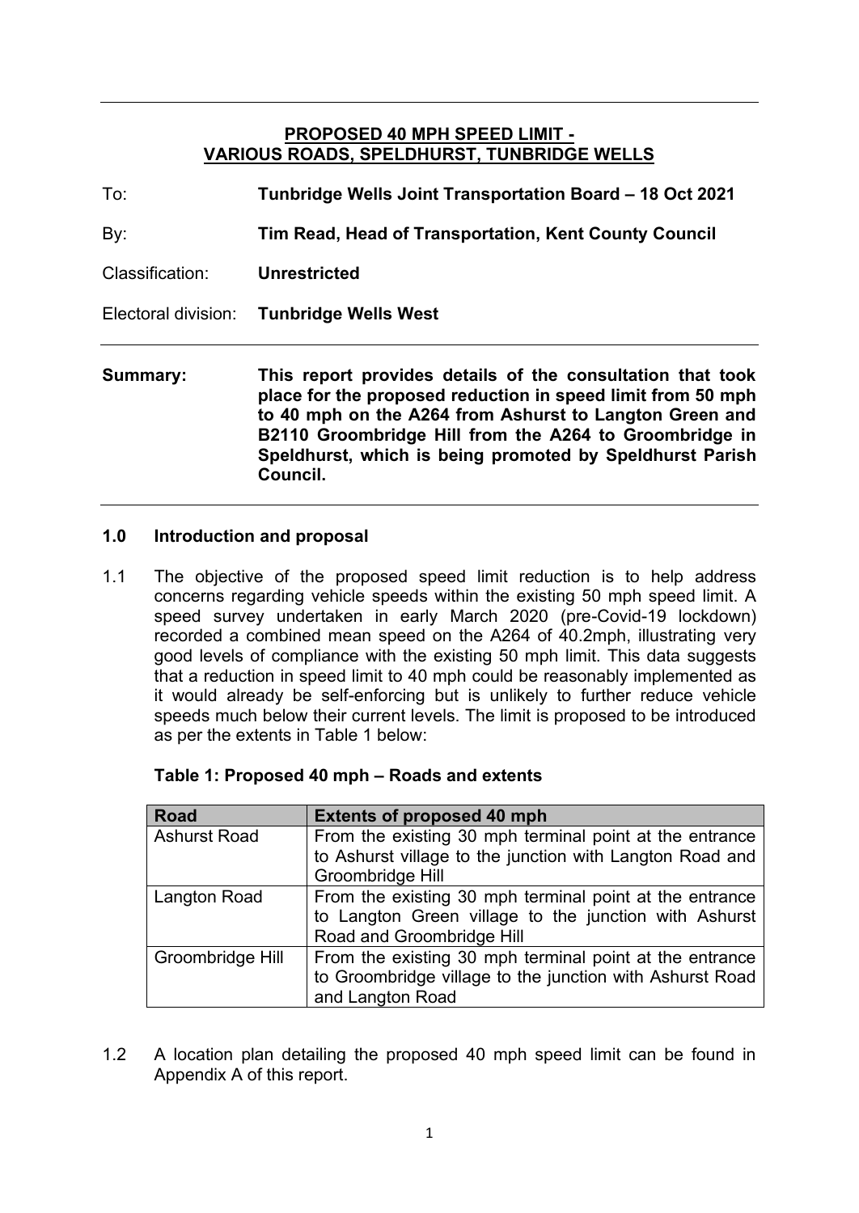# PROPOSED 40 MPH SPEED LIMIT - VARIOUS ROADS, SPELDHURST, TUNBRIDGE WELLS

To: **Tunbridge Wells Joint Transportation Board – 18 Oct 2021**

By: **Tim Read, Head of Transportation, Kent County Council**

Classification: **Unrestricted**

Electoral division: **Tunbridge Wells West**

**Summary:** **This report provides details of the consultation that took place for the proposed reduction in speed limit from 50 mph to 40 mph on the A264 from Ashurst to Langton Green and B2110 Groombridge Hill from the A264 to Groombridge in Speldhurst, which is being promoted by Speldhurst Parish Council.**

## 1.0 Introduction and proposal

1.1 The objective of the proposed speed limit reduction is to help address concerns regarding vehicle speeds within the existing 50 mph speed limit. A speed survey undertaken in early March 2020 (pre-Covid-19 lockdown) recorded a combined mean speed on the A264 of 40.2mph, illustrating very good levels of compliance with the existing 50 mph limit. This data suggests that a reduction in speed limit to 40 mph could be reasonably implemented as it would already be self-enforcing but is unlikely to further reduce vehicle speeds much below their current levels. The limit is proposed to be introduced as per the extents in Table 1 below:

**Table 1: Proposed 40 mph – Roads and extents**

| Road | Extents of proposed 40 mph |
|---|---|
| Ashurst Road | From the existing 30 mph terminal point at the entrance to Ashurst village to the junction with Langton Road and Groombridge Hill |
| Langton Road | From the existing 30 mph terminal point at the entrance to Langton Green village to the junction with Ashurst Road and Groombridge Hill |
| Groombridge Hill | From the existing 30 mph terminal point at the entrance to Groombridge village to the junction with Ashurst Road and Langton Road |

1.2 A location plan detailing the proposed 40 mph speed limit can be found in Appendix A of this report.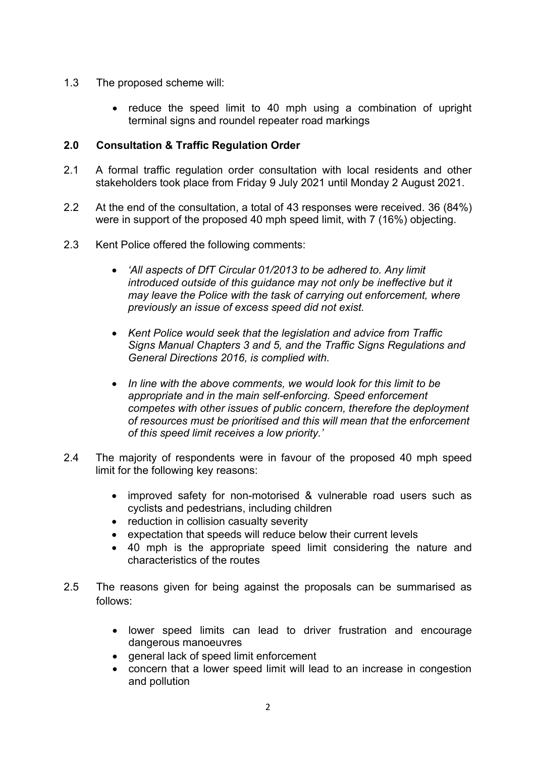1.3 The proposed scheme will:

- reduce the speed limit to 40 mph using a combination of upright terminal signs and roundel repeater road markings

## 2.0 Consultation & Traffic Regulation Order

2.1 A formal traffic regulation order consultation with local residents and other stakeholders took place from Friday 9 July 2021 until Monday 2 August 2021.

2.2 At the end of the consultation, a total of 43 responses were received. 36 (84%) were in support of the proposed 40 mph speed limit, with 7 (16%) objecting.

2.3 Kent Police offered the following comments:

- *'All aspects of DfT Circular 01/2013 to be adhered to. Any limit introduced outside of this guidance may not only be ineffective but it may leave the Police with the task of carrying out enforcement, where previously an issue of excess speed did not exist.*

- *Kent Police would seek that the legislation and advice from Traffic Signs Manual Chapters 3 and 5, and the Traffic Signs Regulations and General Directions 2016, is complied with.*

- *In line with the above comments, we would look for this limit to be appropriate and in the main self-enforcing. Speed enforcement competes with other issues of public concern, therefore the deployment of resources must be prioritised and this will mean that the enforcement of this speed limit receives a low priority.'*

2.4 The majority of respondents were in favour of the proposed 40 mph speed limit for the following key reasons:

- improved safety for non-motorised & vulnerable road users such as cyclists and pedestrians, including children
- reduction in collision casualty severity
- expectation that speeds will reduce below their current levels
- 40 mph is the appropriate speed limit considering the nature and characteristics of the routes

2.5 The reasons given for being against the proposals can be summarised as follows:

- lower speed limits can lead to driver frustration and encourage dangerous manoeuvres
- general lack of speed limit enforcement
- concern that a lower speed limit will lead to an increase in congestion and pollution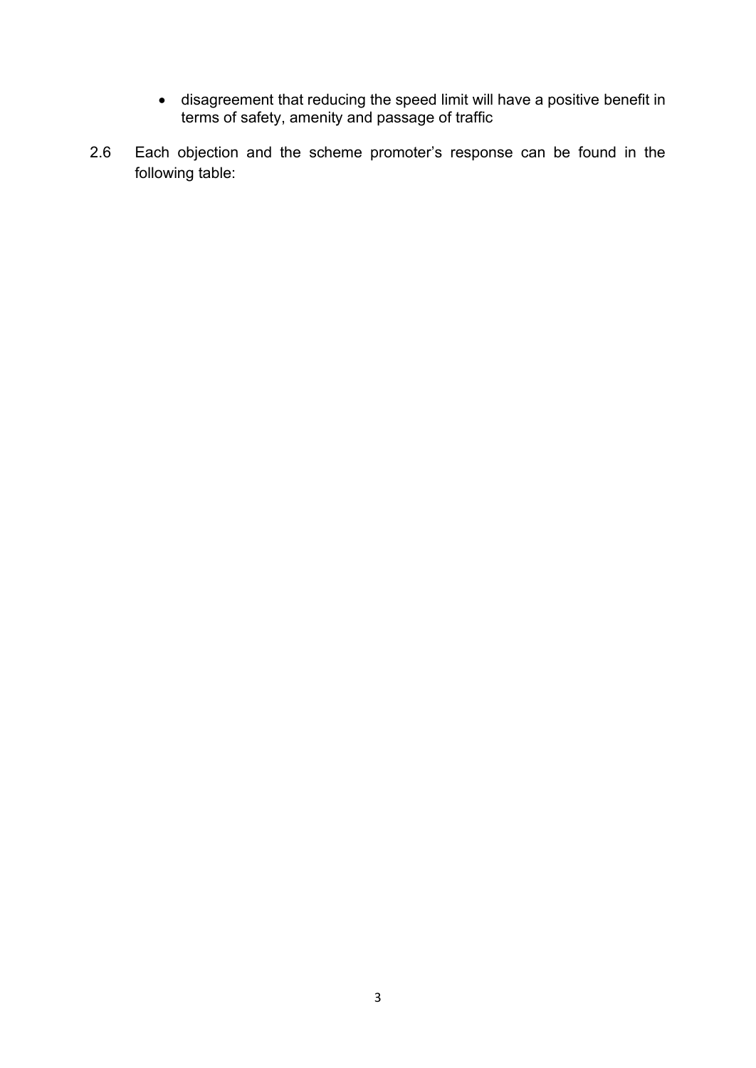- disagreement that reducing the speed limit will have a positive benefit in terms of safety, amenity and passage of traffic

2.6 Each objection and the scheme promoter's response can be found in the following table: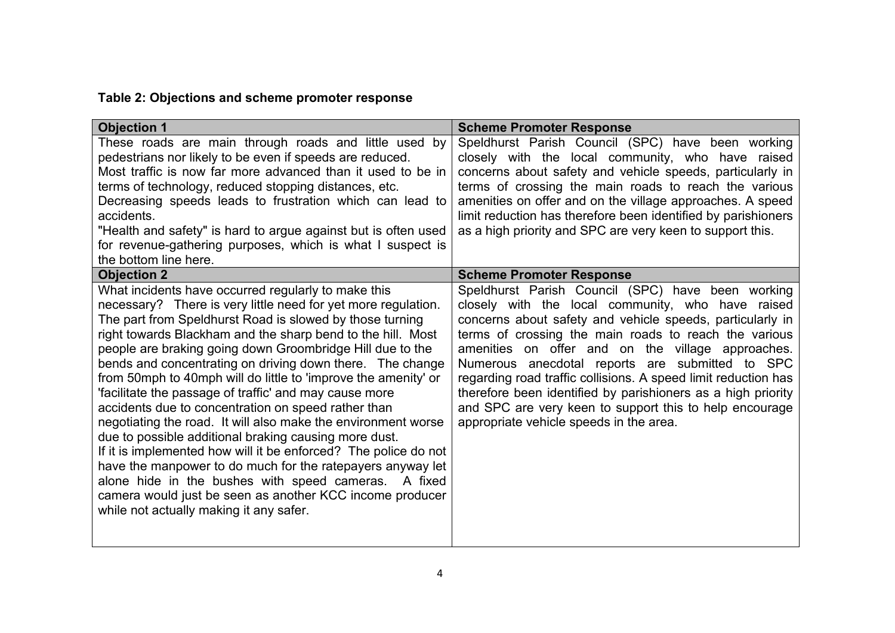**Table 2: Objections and scheme promoter response**

| Objection 1 | Scheme Promoter Response |
| --- | --- |
| These roads are main through roads and little used by pedestrians nor likely to be even if speeds are reduced.<br>Most traffic is now far more advanced than it used to be in terms of technology, reduced stopping distances, etc.<br>Decreasing speeds leads to frustration which can lead to accidents.<br>"Health and safety" is hard to argue against but is often used for revenue-gathering purposes, which is what I suspect is the bottom line here. | Speldhurst Parish Council (SPC) have been working closely with the local community, who have raised concerns about safety and vehicle speeds, particularly in terms of crossing the main roads to reach the various amenities on offer and on the village approaches. A speed limit reduction has therefore been identified by parishioners as a high priority and SPC are very keen to support this. |
| **Objection 2** | **Scheme Promoter Response** |
| What incidents have occurred regularly to make this necessary? There is very little need for yet more regulation. The part from Speldhurst Road is slowed by those turning right towards Blackham and the sharp bend to the hill. Most people are braking going down Groombridge Hill due to the bends and concentrating on driving down there. The change from 50mph to 40mph will do little to 'improve the amenity' or 'facilitate the passage of traffic' and may cause more accidents due to concentration on speed rather than negotiating the road. It will also make the environment worse due to possible additional braking causing more dust.<br>If it is implemented how will it be enforced? The police do not have the manpower to do much for the ratepayers anyway let alone hide in the bushes with speed cameras. A fixed camera would just be seen as another KCC income producer while not actually making it any safer. | Speldhurst Parish Council (SPC) have been working closely with the local community, who have raised concerns about safety and vehicle speeds, particularly in terms of crossing the main roads to reach the various amenities on offer and on the village approaches. Numerous anecdotal reports are submitted to SPC regarding road traffic collisions. A speed limit reduction has therefore been identified by parishioners as a high priority and SPC are very keen to support this to help encourage appropriate vehicle speeds in the area. |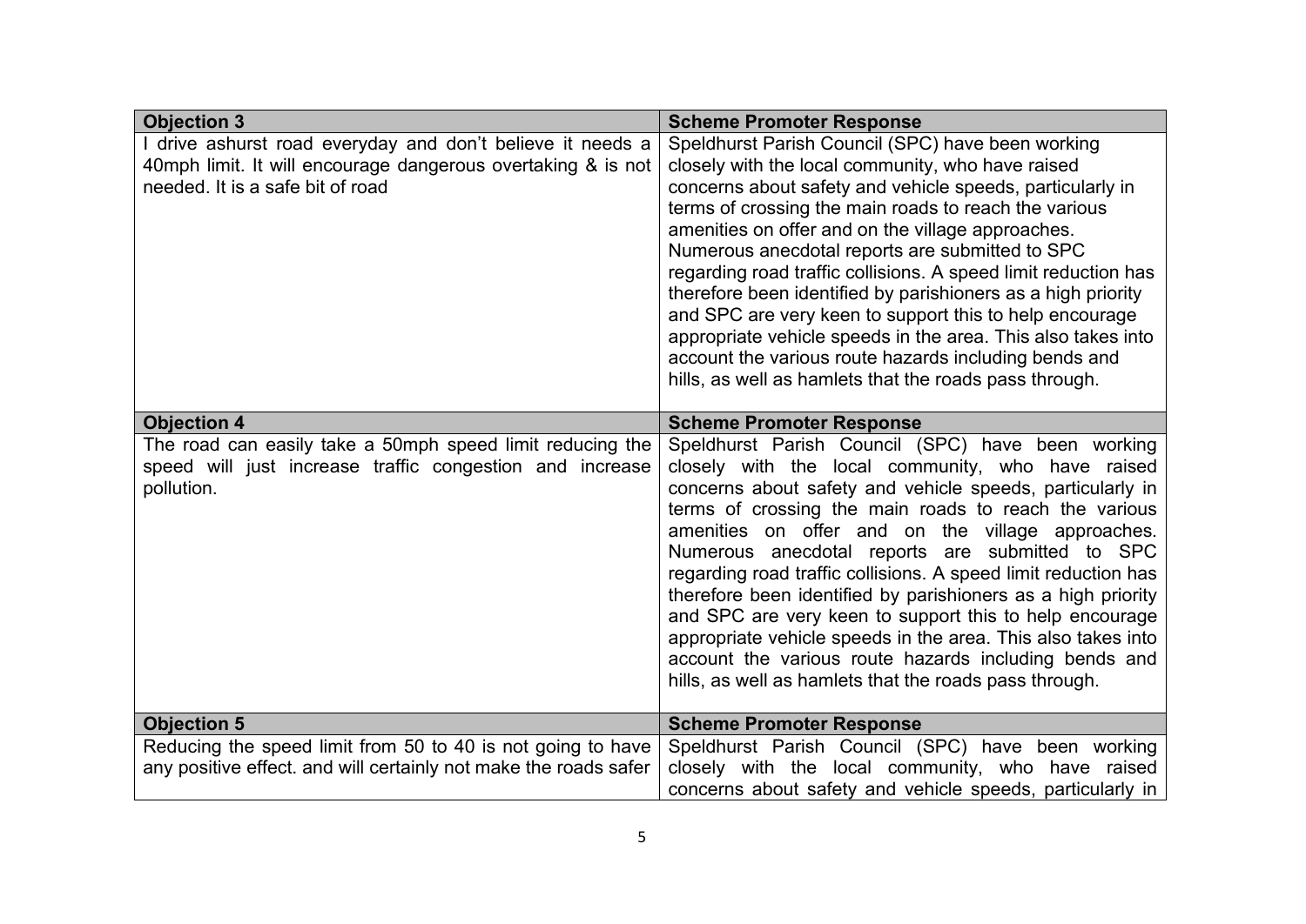| Objection 3 | Scheme Promoter Response |
|---|---|
| I drive ashurst road everyday and don't believe it needs a 40mph limit. It will encourage dangerous overtaking & is not needed. It is a safe bit of road | Speldhurst Parish Council (SPC) have been working closely with the local community, who have raised concerns about safety and vehicle speeds, particularly in terms of crossing the main roads to reach the various amenities on offer and on the village approaches. Numerous anecdotal reports are submitted to SPC regarding road traffic collisions. A speed limit reduction has therefore been identified by parishioners as a high priority and SPC are very keen to support this to help encourage appropriate vehicle speeds in the area. This also takes into account the various route hazards including bends and hills, as well as hamlets that the roads pass through. |
| **Objection 4** | **Scheme Promoter Response** |
| The road can easily take a 50mph speed limit reducing the speed will just increase traffic congestion and increase pollution. | Speldhurst Parish Council (SPC) have been working closely with the local community, who have raised concerns about safety and vehicle speeds, particularly in terms of crossing the main roads to reach the various amenities on offer and on the village approaches. Numerous anecdotal reports are submitted to SPC regarding road traffic collisions. A speed limit reduction has therefore been identified by parishioners as a high priority and SPC are very keen to support this to help encourage appropriate vehicle speeds in the area. This also takes into account the various route hazards including bends and hills, as well as hamlets that the roads pass through. |
| **Objection 5** | **Scheme Promoter Response** |
| Reducing the speed limit from 50 to 40 is not going to have any positive effect. and will certainly not make the roads safer | Speldhurst Parish Council (SPC) have been working closely with the local community, who have raised concerns about safety and vehicle speeds, particularly in |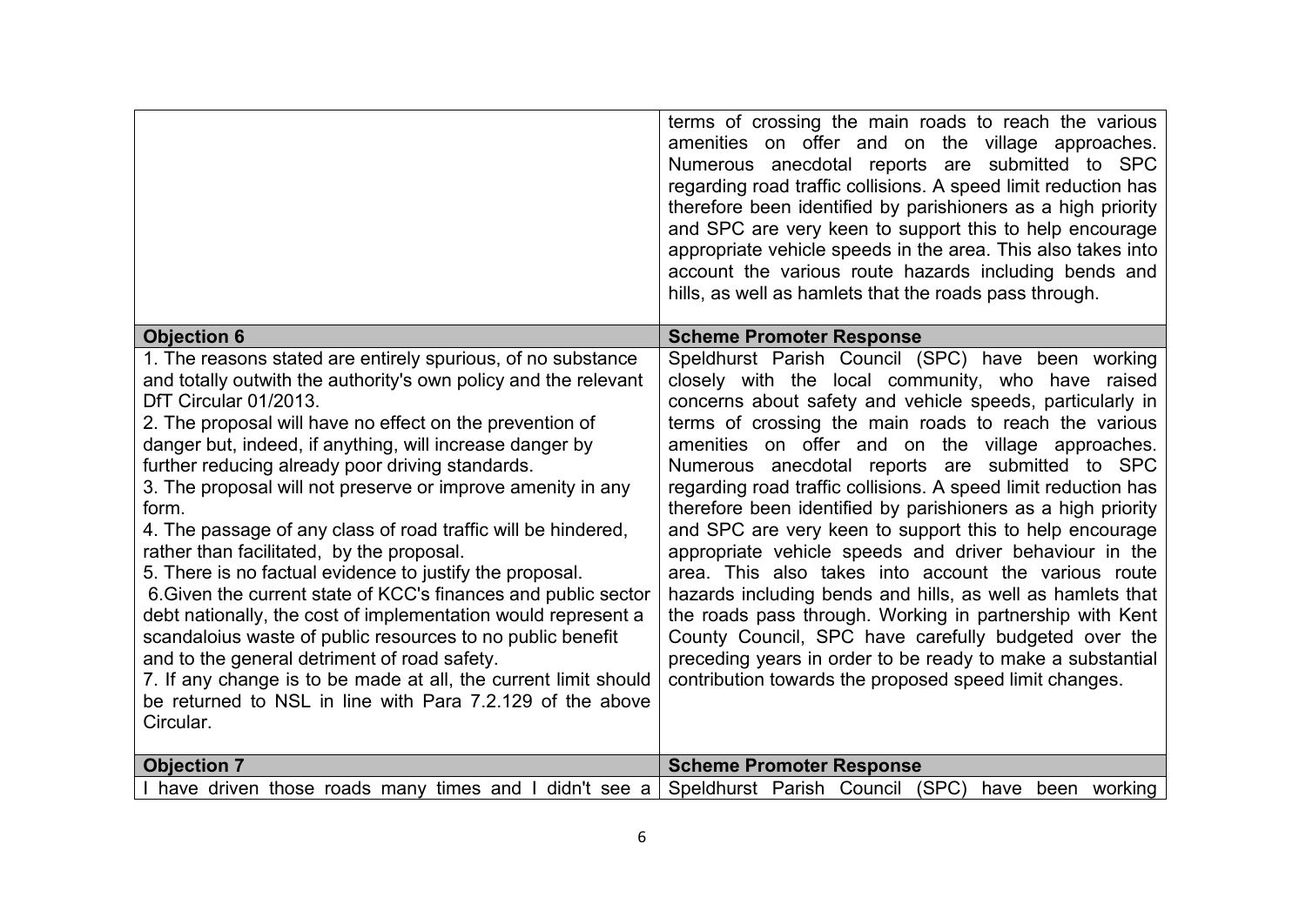| | |
|---|---|
| | terms of crossing the main roads to reach the various amenities on offer and on the village approaches. Numerous anecdotal reports are submitted to SPC regarding road traffic collisions. A speed limit reduction has therefore been identified by parishioners as a high priority and SPC are very keen to support this to help encourage appropriate vehicle speeds in the area. This also takes into account the various route hazards including bends and hills, as well as hamlets that the roads pass through. |
| **Objection 6** | **Scheme Promoter Response** |
| 1. The reasons stated are entirely spurious, of no substance and totally outwith the authority's own policy and the relevant DfT Circular 01/2013.<br>2. The proposal will have no effect on the prevention of danger but, indeed, if anything, will increase danger by further reducing already poor driving standards.<br>3. The proposal will not preserve or improve amenity in any form.<br>4. The passage of any class of road traffic will be hindered, rather than facilitated, by the proposal.<br>5. There is no factual evidence to justify the proposal.<br>6.Given the current state of KCC's finances and public sector debt nationally, the cost of implementation would represent a scandaloius waste of public resources to no public benefit and to the general detriment of road safety.<br>7. If any change is to be made at all, the current limit should be returned to NSL in line with Para 7.2.129 of the above Circular. | Speldhurst Parish Council (SPC) have been working closely with the local community, who have raised concerns about safety and vehicle speeds, particularly in terms of crossing the main roads to reach the various amenities on offer and on the village approaches. Numerous anecdotal reports are submitted to SPC regarding road traffic collisions. A speed limit reduction has therefore been identified by parishioners as a high priority and SPC are very keen to support this to help encourage appropriate vehicle speeds and driver behaviour in the area. This also takes into account the various route hazards including bends and hills, as well as hamlets that the roads pass through. Working in partnership with Kent County Council, SPC have carefully budgeted over the preceding years in order to be ready to make a substantial contribution towards the proposed speed limit changes. |
| **Objection 7** | **Scheme Promoter Response** |
| I have driven those roads many times and I didn't see a | Speldhurst Parish Council (SPC) have been working |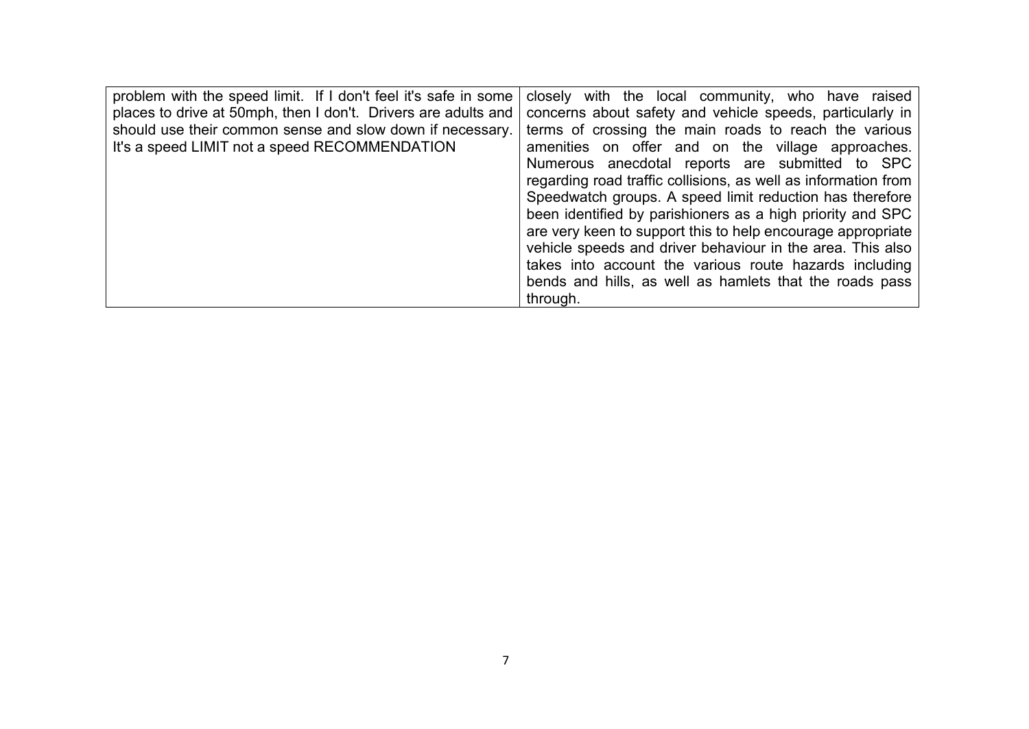| | |
|---|---|
| problem with the speed limit. If I don't feel it's safe in some places to drive at 50mph, then I don't. Drivers are adults and should use their common sense and slow down if necessary. It's a speed LIMIT not a speed RECOMMENDATION | closely with the local community, who have raised concerns about safety and vehicle speeds, particularly in terms of crossing the main roads to reach the various amenities on offer and on the village approaches. Numerous anecdotal reports are submitted to SPC regarding road traffic collisions, as well as information from Speedwatch groups. A speed limit reduction has therefore been identified by parishioners as a high priority and SPC are very keen to support this to help encourage appropriate vehicle speeds and driver behaviour in the area. This also takes into account the various route hazards including bends and hills, as well as hamlets that the roads pass through. |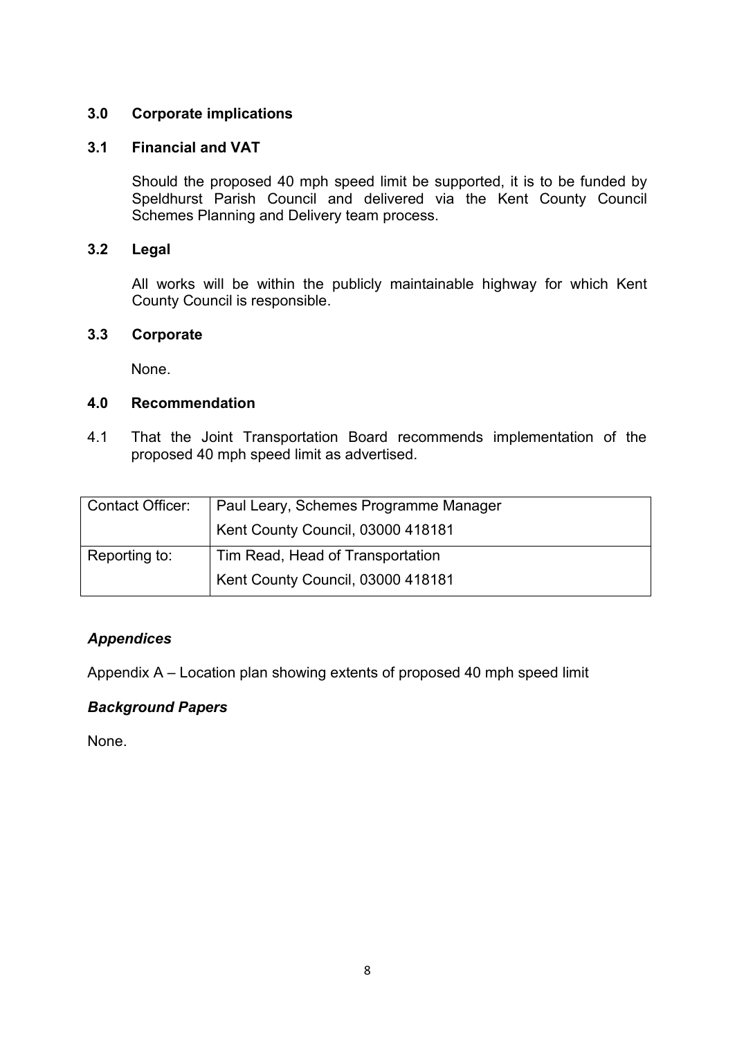## 3.0 Corporate implications

### 3.1 Financial and VAT

Should the proposed 40 mph speed limit be supported, it is to be funded by Speldhurst Parish Council and delivered via the Kent County Council Schemes Planning and Delivery team process.

### 3.2 Legal

All works will be within the publicly maintainable highway for which Kent County Council is responsible.

### 3.3 Corporate

None.

## 4.0 Recommendation

4.1 That the Joint Transportation Board recommends implementation of the proposed 40 mph speed limit as advertised.

| Contact Officer: | Paul Leary, Schemes Programme Manager<br>Kent County Council, 03000 418181 |
|---|---|
| Reporting to: | Tim Read, Head of Transportation<br>Kent County Council, 03000 418181 |

***Appendices***

Appendix A – Location plan showing extents of proposed 40 mph speed limit

***Background Papers***

None.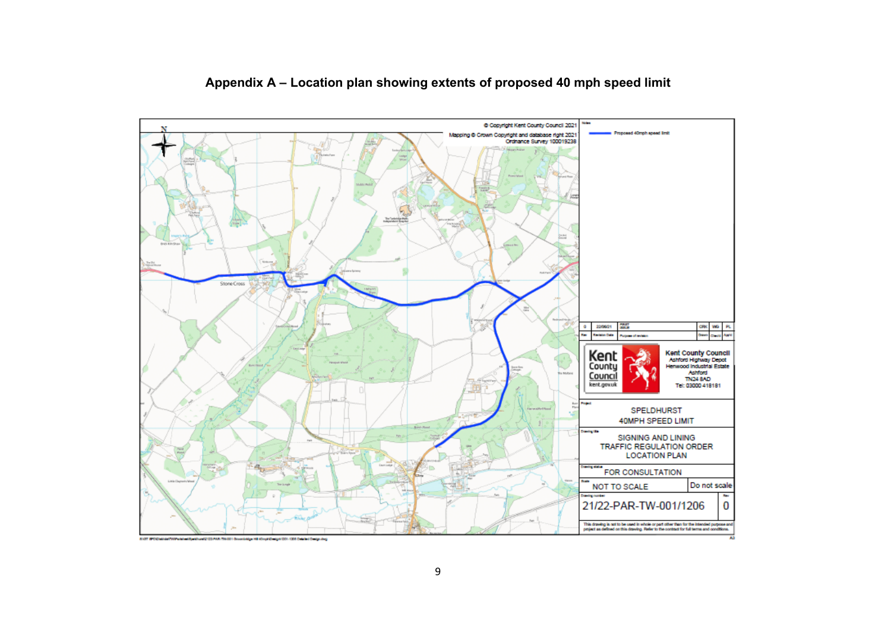## Appendix A – Location plan showing extents of proposed 40 mph speed limit

© Copyright Kent County Council 2021

Mapping © Crown Copyright and database right 2021 Ordnance Survey 100019238

Notes

Proposed 40mph speed limit

| Rev | Revision Date | Purpose of revision | Drawn | Check | Appd |
|---|---|---|---|---|---|
| 0 | 22/06/21 | FIRST ISSUE | CRK | WG | PL |

Kent County Council
kent.gov.uk

Kent County Council
Ashford Highway Depot
Henwood Industrial Estate
Ashford
TN24 8AD
Tel: 03000 418181

Project: SPELDHURST 40MPH SPEED LIMIT

Drawing title: SIGNING AND LINING TRAFFIC REGULATION ORDER LOCATION PLAN

Drawing status: FOR CONSULTATION

Scale: NOT TO SCALE | Do not scale

Drawing number: 21/22-PAR-TW-001/1206 | Rev: 0

This drawing is not to be used in whole or part other than for the intended purpose and project as defined on this drawing. Refer to the contract for full terms and conditions.

A3